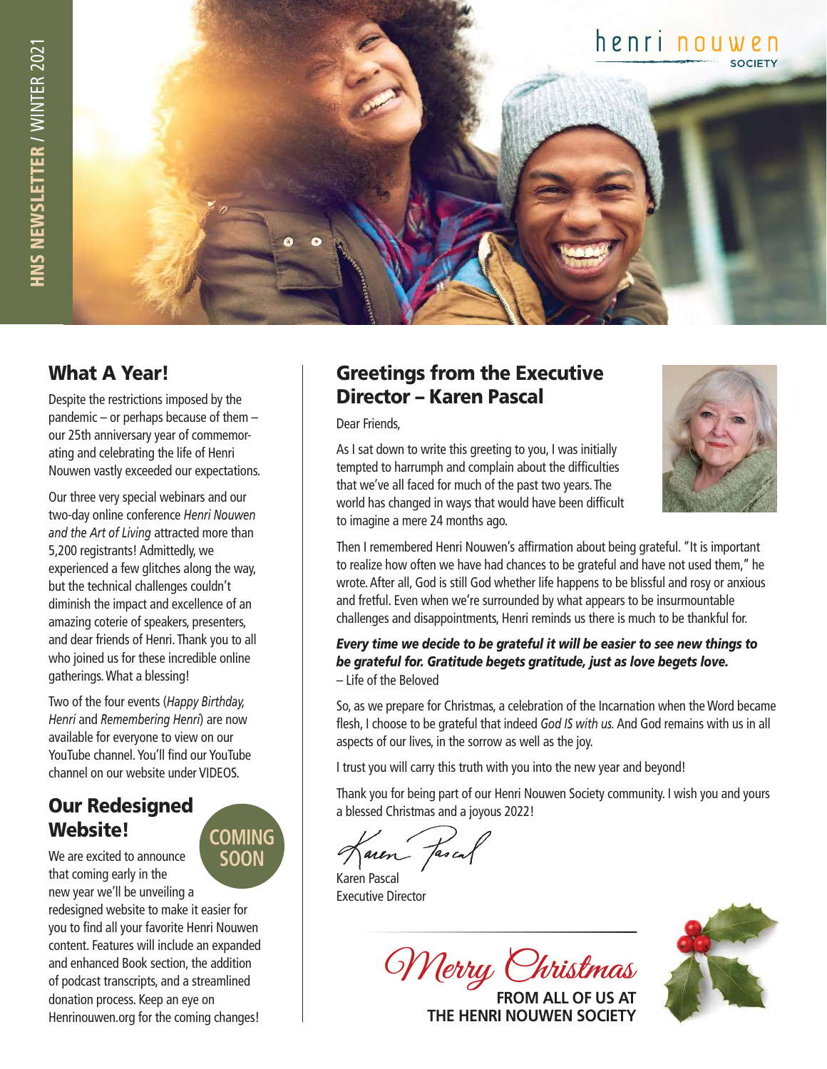henri nouwen SOCIETY

HNS NEWSLETTER / WINTER 2021

## What A Year!

Despite the restrictions imposed by the pandemic – or perhaps because of them – our 25th anniversary year of commemorating and celebrating the life of Henri Nouwen vastly exceeded our expectations.

Our three very special webinars and our two-day online conference *Henri Nouwen and the Art of Living* attracted more than 5,200 registrants! Admittedly, we experienced a few glitches along the way, but the technical challenges couldn't diminish the impact and excellence of an amazing coterie of speakers, presenters, and dear friends of Henri. Thank you to all who joined us for these incredible online gatherings. What a blessing!

Two of the four events (*Happy Birthday, Henri* and *Remembering Henri*) are now available for everyone to view on our YouTube channel. You'll find our YouTube channel on our website under VIDEOS.

## Our Redesigned Website!

COMING SOON

We are excited to announce that coming early in the new year we'll be unveiling a redesigned website to make it easier for you to find all your favorite Henri Nouwen content. Features will include an expanded and enhanced Book section, the addition of podcast transcripts, and a streamlined donation process. Keep an eye on Henrinouwen.org for the coming changes!

## Greetings from the Executive Director – Karen Pascal

Dear Friends,

As I sat down to write this greeting to you, I was initially tempted to harrumph and complain about the difficulties that we've all faced for much of the past two years. The world has changed in ways that would have been difficult to imagine a mere 24 months ago.

Then I remembered Henri Nouwen's affirmation about being grateful. "It is important to realize how often we have had chances to be grateful and have not used them," he wrote. After all, God is still God whether life happens to be blissful and rosy or anxious and fretful. Even when we're surrounded by what appears to be insurmountable challenges and disappointments, Henri reminds us there is much to be thankful for.

***Every time we decide to be grateful it will be easier to see new things to be grateful for. Gratitude begets gratitude, just as love begets love.***
– Life of the Beloved

So, as we prepare for Christmas, a celebration of the Incarnation when the Word became flesh, I choose to be grateful that indeed *God IS with us.* And God remains with us in all aspects of our lives, in the sorrow as well as the joy.

I trust you will carry this truth with you into the new year and beyond!

Thank you for being part of our Henri Nouwen Society community. I wish you and yours a blessed Christmas and a joyous 2022!

Karen Pascal
Executive Director

*Merry Christmas*

**FROM ALL OF US AT THE HENRI NOUWEN SOCIETY**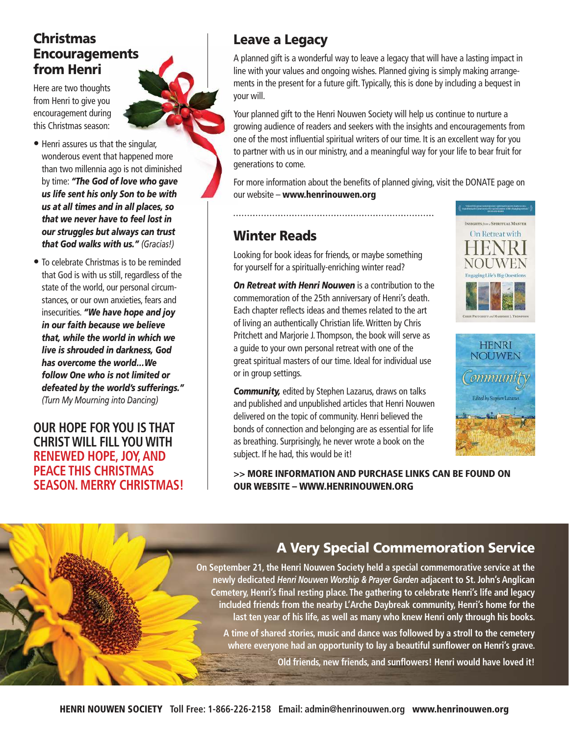## Christmas Encouragements from Henri

Here are two thoughts from Henri to give you encouragement during this Christmas season:

- Henri assures us that the singular, wonderous event that happened more than two millennia ago is not diminished by time: ***"The God of love who gave us life sent his only Son to be with us at all times and in all places, so that we never have to feel lost in our struggles but always can trust that God walks with us."*** *(Gracias!)*
- To celebrate Christmas is to be reminded that God is with us still, regardless of the state of the world, our personal circumstances, or our own anxieties, fears and insecurities. ***"We have hope and joy in our faith because we believe that, while the world in which we live is shrouded in darkness, God has overcome the world…We follow One who is not limited or defeated by the world's sufferings."*** *(Turn My Mourning into Dancing)*

**OUR HOPE FOR YOU IS THAT CHRIST WILL FILL YOU WITH RENEWED HOPE, JOY, AND PEACE THIS CHRISTMAS SEASON. MERRY CHRISTMAS!**

## Leave a Legacy

A planned gift is a wonderful way to leave a legacy that will have a lasting impact in line with your values and ongoing wishes. Planned giving is simply making arrangements in the present for a future gift. Typically, this is done by including a bequest in your will.

Your planned gift to the Henri Nouwen Society will help us continue to nurture a growing audience of readers and seekers with the insights and encouragements from one of the most influential spiritual writers of our time. It is an excellent way for you to partner with us in our ministry, and a meaningful way for your life to bear fruit for generations to come.

For more information about the benefits of planned giving, visit the DONATE page on our website – **www.henrinouwen.org**

## Winter Reads

Looking for book ideas for friends, or maybe something for yourself for a spiritually-enriching winter read?

***On Retreat with Henri Nouwen*** is a contribution to the commemoration of the 25th anniversary of Henri's death. Each chapter reflects ideas and themes related to the art of living an authentically Christian life. Written by Chris Pritchett and Marjorie J. Thompson, the book will serve as a guide to your own personal retreat with one of the great spiritual masters of our time. Ideal for individual use or in group settings.

***Community,*** edited by Stephen Lazarus, draws on talks and published and unpublished articles that Henri Nouwen delivered on the topic of community. Henri believed the bonds of connection and belonging are as essential for life as breathing. Surprisingly, he never wrote a book on the subject. If he had, this would be it!

**>> MORE INFORMATION AND PURCHASE LINKS CAN BE FOUND ON OUR WEBSITE – WWW.HENRINOUWEN.ORG**

## A Very Special Commemoration Service

**On September 21, the Henri Nouwen Society held a special commemorative service at the newly dedicated *Henri Nouwen Worship & Prayer Garden* adjacent to St. John's Anglican Cemetery, Henri's final resting place. The gathering to celebrate Henri's life and legacy included friends from the nearby L'Arche Daybreak community, Henri's home for the last ten year of his life, as well as many who knew Henri only through his books.**

**A time of shared stories, music and dance was followed by a stroll to the cemetery where everyone had an opportunity to lay a beautiful sunflower on Henri's grave.**

**Old friends, new friends, and sunflowers! Henri would have loved it!**

**HENRI NOUWEN SOCIETY** Toll Free: 1-866-226-2158 Email: admin@henrinouwen.org www.henrinouwen.org